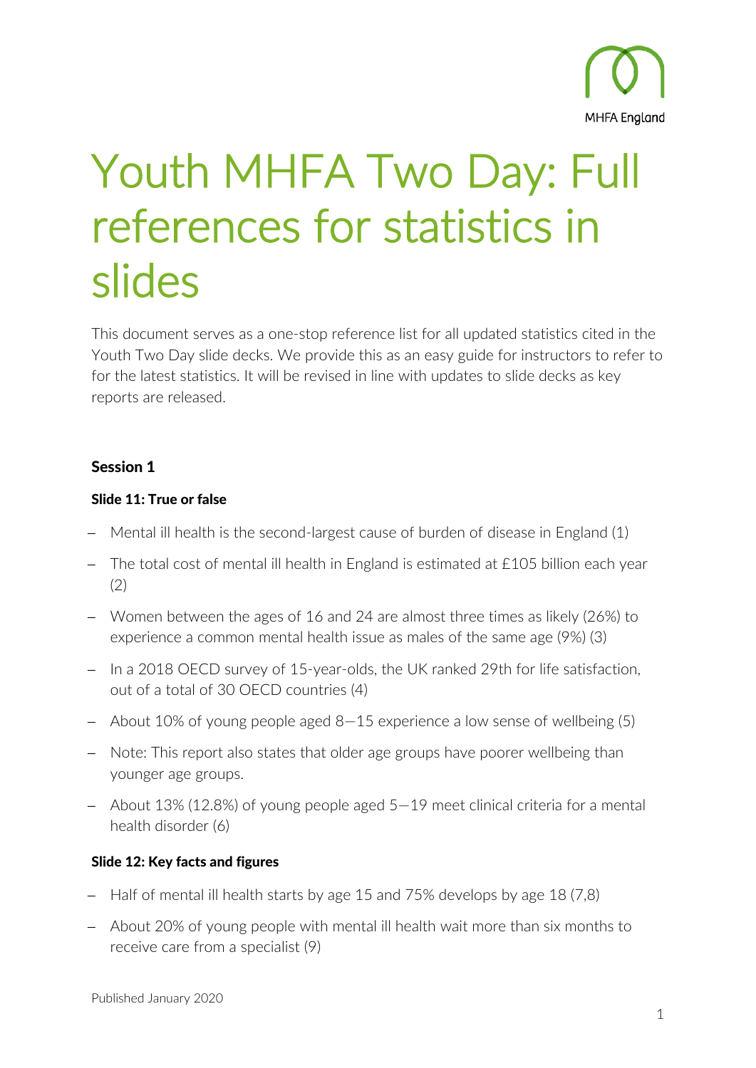# Youth MHFA Two Day: Full references for statistics in slides

This document serves as a one-stop reference list for all updated statistics cited in the Youth Two Day slide decks. We provide this as an easy guide for instructors to refer to for the latest statistics. It will be revised in line with updates to slide decks as key reports are released.

### Session 1

#### Slide 11: True or false

- Mental ill health is the second-largest cause of burden of disease in England (1)
- The total cost of mental ill health in England is estimated at £105 billion each year (2)
- Women between the ages of 16 and 24 are almost three times as likely (26%) to experience a common mental health issue as males of the same age (9%) (3)
- In a 2018 OECD survey of 15-year-olds, the UK ranked 29th for life satisfaction, out of a total of 30 OECD countries (4)
- About 10% of young people aged 8—15 experience a low sense of wellbeing (5)
- Note: This report also states that older age groups have poorer wellbeing than younger age groups.
- About 13% (12.8%) of young people aged 5—19 meet clinical criteria for a mental health disorder (6)

#### Slide 12: Key facts and figures

- Half of mental ill health starts by age 15 and 75% develops by age 18 (7,8)
- About 20% of young people with mental ill health wait more than six months to receive care from a specialist (9)

Published January 2020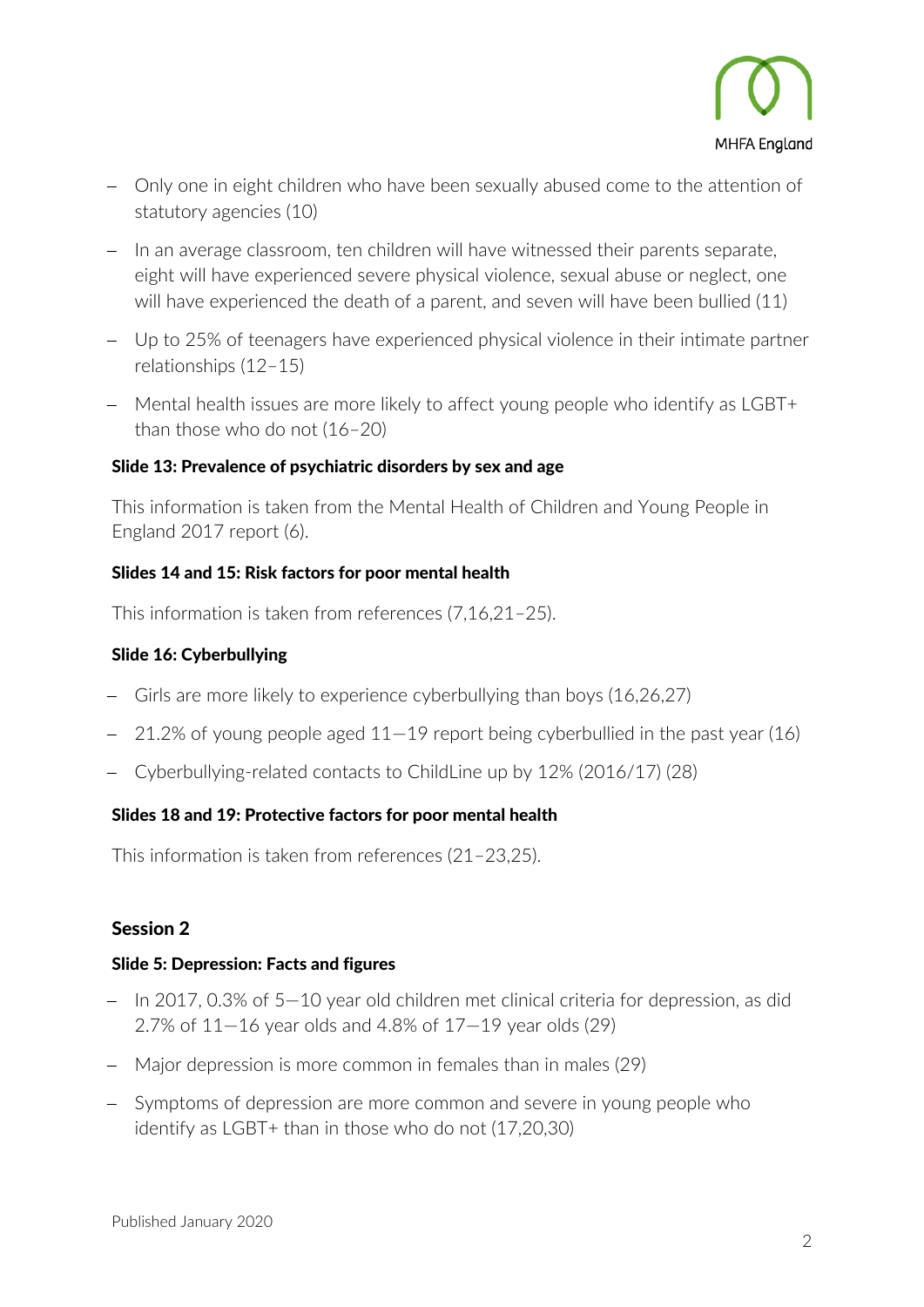- Only one in eight children who have been sexually abused come to the attention of statutory agencies (10)
- In an average classroom, ten children will have witnessed their parents separate, eight will have experienced severe physical violence, sexual abuse or neglect, one will have experienced the death of a parent, and seven will have been bullied (11)
- Up to 25% of teenagers have experienced physical violence in their intimate partner relationships (12–15)
- Mental health issues are more likely to affect young people who identify as LGBT+ than those who do not (16–20)

**Slide 13: Prevalence of psychiatric disorders by sex and age**

This information is taken from the Mental Health of Children and Young People in England 2017 report (6).

**Slides 14 and 15: Risk factors for poor mental health**

This information is taken from references (7,16,21–25).

**Slide 16: Cyberbullying**

- Girls are more likely to experience cyberbullying than boys (16,26,27)
- 21.2% of young people aged 11—19 report being cyberbullied in the past year (16)
- Cyberbullying-related contacts to ChildLine up by 12% (2016/17) (28)

**Slides 18 and 19: Protective factors for poor mental health**

This information is taken from references (21–23,25).

## Session 2

**Slide 5: Depression: Facts and figures**

- In 2017, 0.3% of 5—10 year old children met clinical criteria for depression, as did 2.7% of 11—16 year olds and 4.8% of 17—19 year olds (29)
- Major depression is more common in females than in males (29)
- Symptoms of depression are more common and severe in young people who identify as LGBT+ than in those who do not (17,20,30)

Published January 2020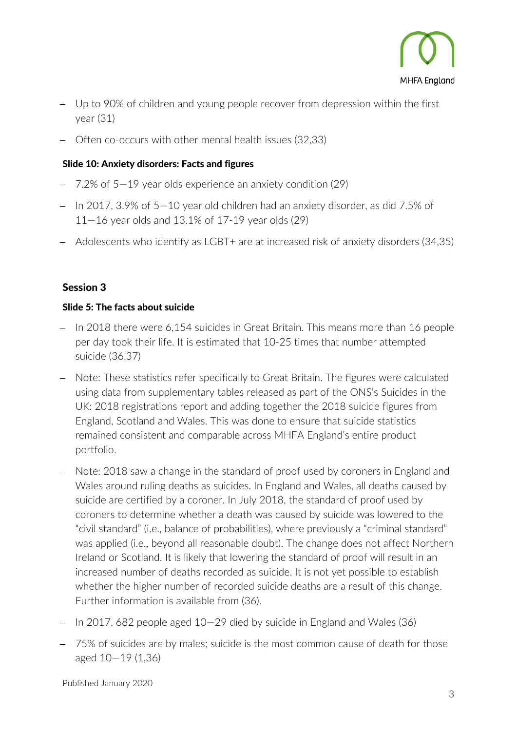- Up to 90% of children and young people recover from depression within the first year (31)
- Often co-occurs with other mental health issues (32,33)

**Slide 10: Anxiety disorders: Facts and figures**

- 7.2% of 5—19 year olds experience an anxiety condition (29)
- In 2017, 3.9% of 5—10 year old children had an anxiety disorder, as did 7.5% of 11—16 year olds and 13.1% of 17-19 year olds (29)
- Adolescents who identify as LGBT+ are at increased risk of anxiety disorders (34,35)

## Session 3

**Slide 5: The facts about suicide**

- In 2018 there were 6,154 suicides in Great Britain. This means more than 16 people per day took their life. It is estimated that 10-25 times that number attempted suicide (36,37)
- Note: These statistics refer specifically to Great Britain. The figures were calculated using data from supplementary tables released as part of the ONS's Suicides in the UK: 2018 registrations report and adding together the 2018 suicide figures from England, Scotland and Wales. This was done to ensure that suicide statistics remained consistent and comparable across MHFA England's entire product portfolio.
- Note: 2018 saw a change in the standard of proof used by coroners in England and Wales around ruling deaths as suicides. In England and Wales, all deaths caused by suicide are certified by a coroner. In July 2018, the standard of proof used by coroners to determine whether a death was caused by suicide was lowered to the "civil standard" (i.e., balance of probabilities), where previously a "criminal standard" was applied (i.e., beyond all reasonable doubt). The change does not affect Northern Ireland or Scotland. It is likely that lowering the standard of proof will result in an increased number of deaths recorded as suicide. It is not yet possible to establish whether the higher number of recorded suicide deaths are a result of this change. Further information is available from (36).
- In 2017, 682 people aged 10—29 died by suicide in England and Wales (36)
- 75% of suicides are by males; suicide is the most common cause of death for those aged 10—19 (1,36)

Published January 2020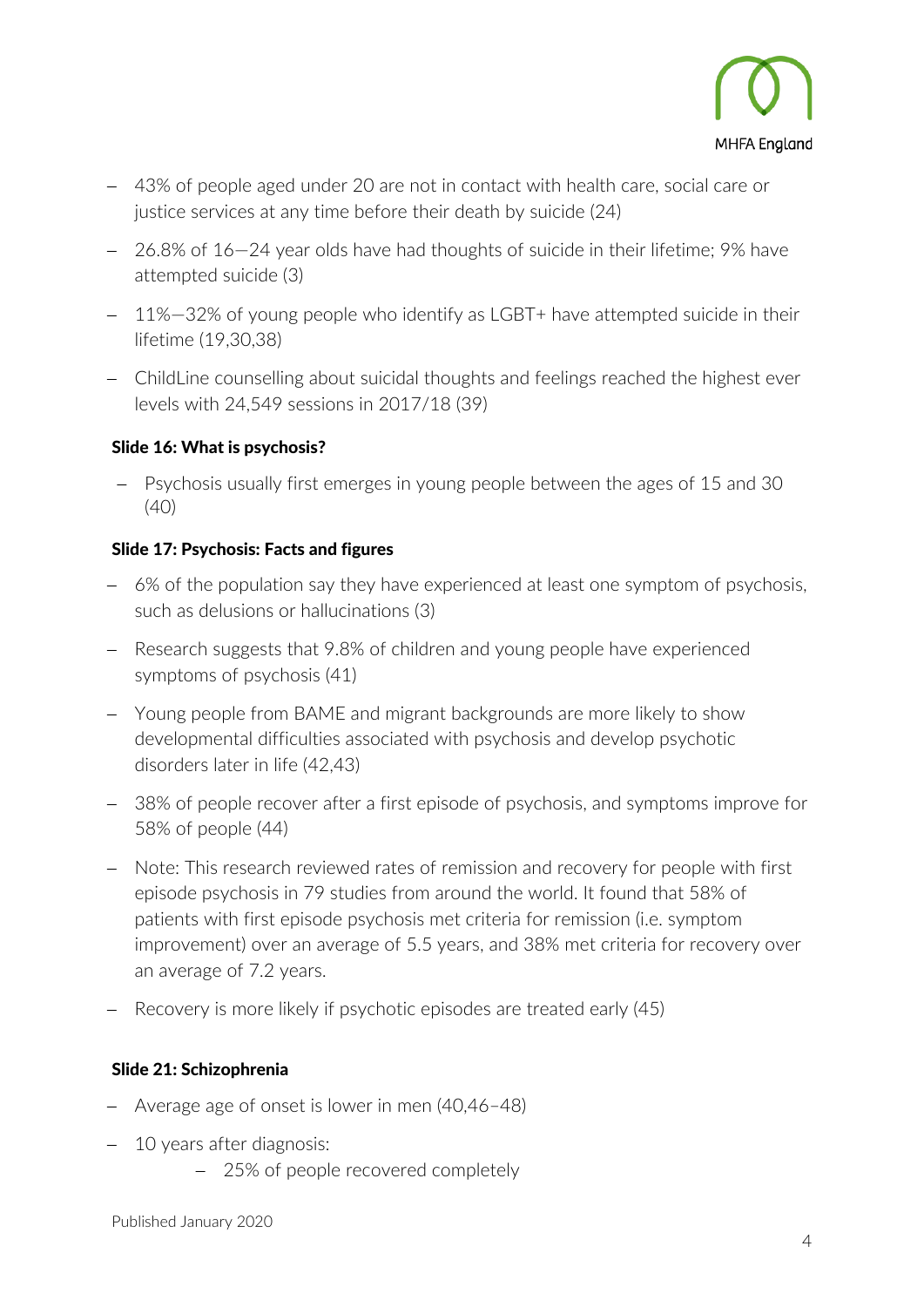- 43% of people aged under 20 are not in contact with health care, social care or justice services at any time before their death by suicide (24)
- 26.8% of 16—24 year olds have had thoughts of suicide in their lifetime; 9% have attempted suicide (3)
- 11%—32% of young people who identify as LGBT+ have attempted suicide in their lifetime (19,30,38)
- ChildLine counselling about suicidal thoughts and feelings reached the highest ever levels with 24,549 sessions in 2017/18 (39)

**Slide 16: What is psychosis?**

- Psychosis usually first emerges in young people between the ages of 15 and 30 (40)

**Slide 17: Psychosis: Facts and figures**

- 6% of the population say they have experienced at least one symptom of psychosis, such as delusions or hallucinations (3)
- Research suggests that 9.8% of children and young people have experienced symptoms of psychosis (41)
- Young people from BAME and migrant backgrounds are more likely to show developmental difficulties associated with psychosis and develop psychotic disorders later in life (42,43)
- 38% of people recover after a first episode of psychosis, and symptoms improve for 58% of people (44)
- Note: This research reviewed rates of remission and recovery for people with first episode psychosis in 79 studies from around the world. It found that 58% of patients with first episode psychosis met criteria for remission (i.e. symptom improvement) over an average of 5.5 years, and 38% met criteria for recovery over an average of 7.2 years.
- Recovery is more likely if psychotic episodes are treated early (45)

**Slide 21: Schizophrenia**

- Average age of onset is lower in men (40,46–48)
- 10 years after diagnosis:
    - 25% of people recovered completely

Published January 2020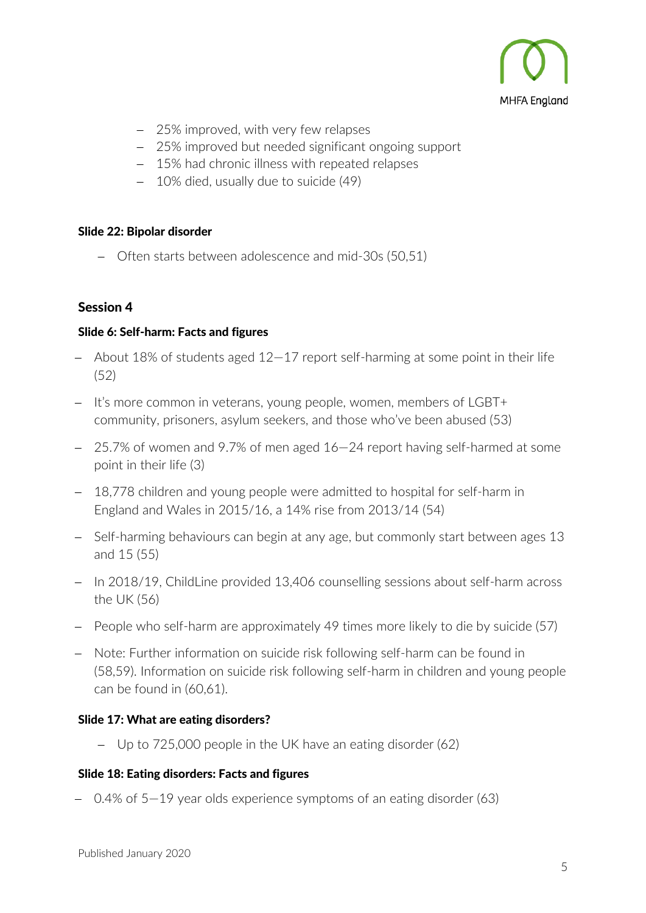- 25% improved, with very few relapses
- 25% improved but needed significant ongoing support
- 15% had chronic illness with repeated relapses
- 10% died, usually due to suicide (49)

**Slide 22: Bipolar disorder**

- Often starts between adolescence and mid-30s (50,51)

## Session 4

**Slide 6: Self-harm: Facts and figures**

- About 18% of students aged 12—17 report self-harming at some point in their life (52)
- It's more common in veterans, young people, women, members of LGBT+ community, prisoners, asylum seekers, and those who've been abused (53)
- 25.7% of women and 9.7% of men aged 16—24 report having self-harmed at some point in their life (3)
- 18,778 children and young people were admitted to hospital for self-harm in England and Wales in 2015/16, a 14% rise from 2013/14 (54)
- Self-harming behaviours can begin at any age, but commonly start between ages 13 and 15 (55)
- In 2018/19, ChildLine provided 13,406 counselling sessions about self-harm across the UK (56)
- People who self-harm are approximately 49 times more likely to die by suicide (57)
- Note: Further information on suicide risk following self-harm can be found in (58,59). Information on suicide risk following self-harm in children and young people can be found in (60,61).

**Slide 17: What are eating disorders?**

- Up to 725,000 people in the UK have an eating disorder (62)

**Slide 18: Eating disorders: Facts and figures**

- 0.4% of 5—19 year olds experience symptoms of an eating disorder (63)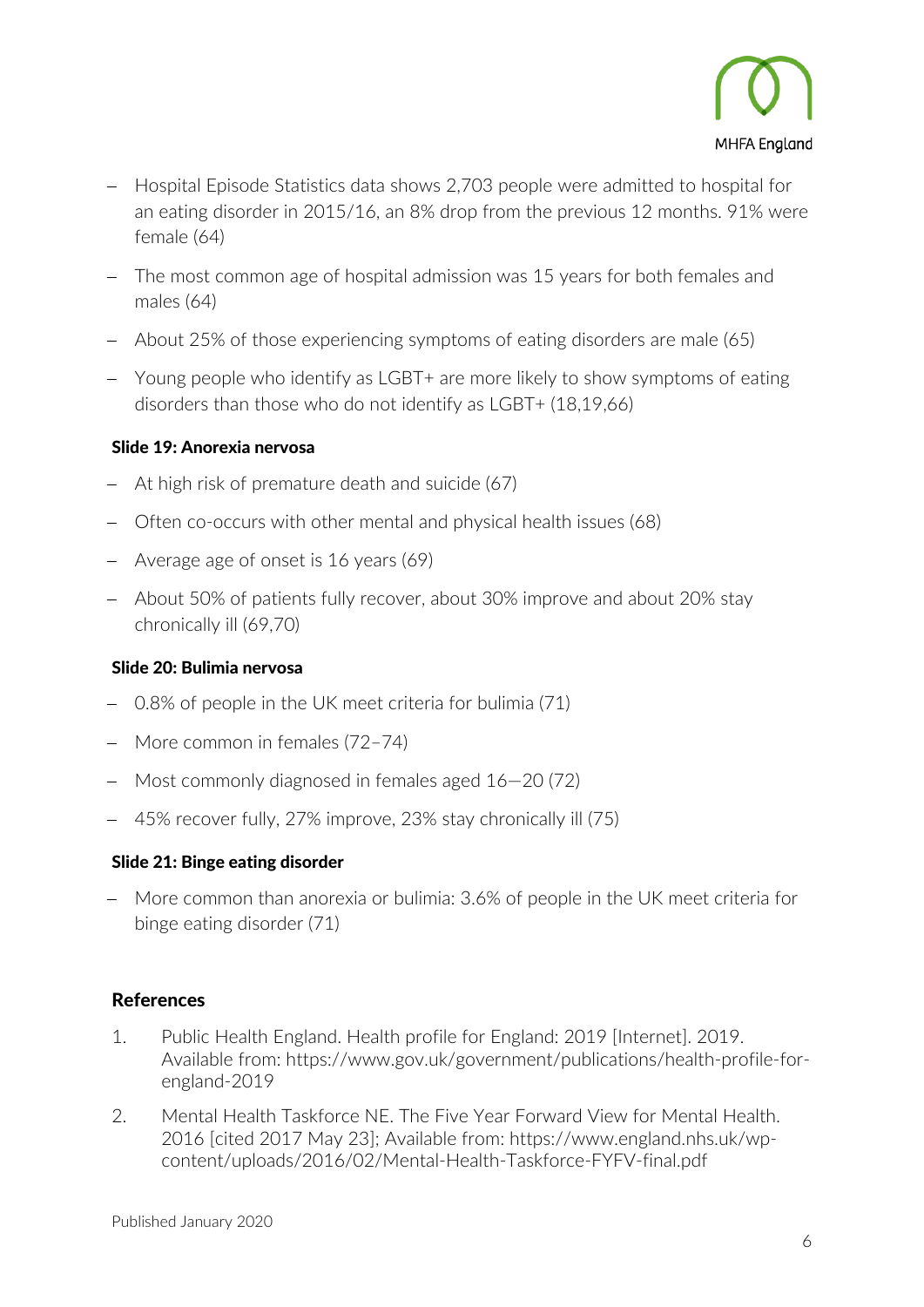- Hospital Episode Statistics data shows 2,703 people were admitted to hospital for an eating disorder in 2015/16, an 8% drop from the previous 12 months. 91% were female (64)
- The most common age of hospital admission was 15 years for both females and males (64)
- About 25% of those experiencing symptoms of eating disorders are male (65)
- Young people who identify as LGBT+ are more likely to show symptoms of eating disorders than those who do not identify as LGBT+ (18,19,66)

**Slide 19: Anorexia nervosa**

- At high risk of premature death and suicide (67)
- Often co-occurs with other mental and physical health issues (68)
- Average age of onset is 16 years (69)
- About 50% of patients fully recover, about 30% improve and about 20% stay chronically ill (69,70)

**Slide 20: Bulimia nervosa**

- 0.8% of people in the UK meet criteria for bulimia (71)
- More common in females (72–74)
- Most commonly diagnosed in females aged 16—20 (72)
- 45% recover fully, 27% improve, 23% stay chronically ill (75)

**Slide 21: Binge eating disorder**

- More common than anorexia or bulimia: 3.6% of people in the UK meet criteria for binge eating disorder (71)

## References

1. Public Health England. Health profile for England: 2019 [Internet]. 2019. Available from: https://www.gov.uk/government/publications/health-profile-for-england-2019
2. Mental Health Taskforce NE. The Five Year Forward View for Mental Health. 2016 [cited 2017 May 23]; Available from: https://www.england.nhs.uk/wp-content/uploads/2016/02/Mental-Health-Taskforce-FYFV-final.pdf

Published January 2020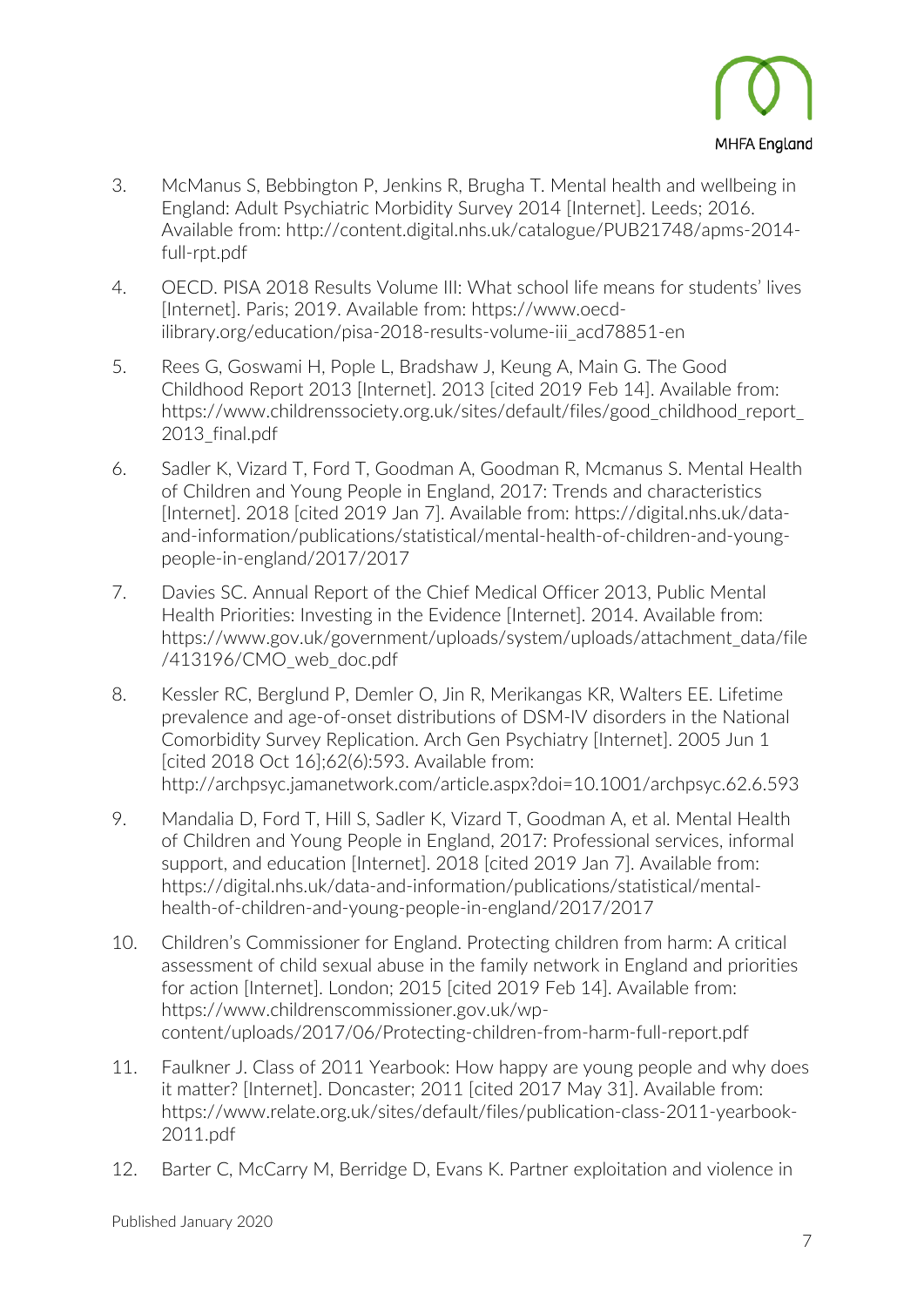3. McManus S, Bebbington P, Jenkins R, Brugha T. Mental health and wellbeing in England: Adult Psychiatric Morbidity Survey 2014 [Internet]. Leeds; 2016. Available from: http://content.digital.nhs.uk/catalogue/PUB21748/apms-2014-full-rpt.pdf

4. OECD. PISA 2018 Results Volume III: What school life means for students' lives [Internet]. Paris; 2019. Available from: https://www.oecd-ilibrary.org/education/pisa-2018-results-volume-iii_acd78851-en

5. Rees G, Goswami H, Pople L, Bradshaw J, Keung A, Main G. The Good Childhood Report 2013 [Internet]. 2013 [cited 2019 Feb 14]. Available from: https://www.childrenssociety.org.uk/sites/default/files/good_childhood_report_2013_final.pdf

6. Sadler K, Vizard T, Ford T, Goodman A, Goodman R, Mcmanus S. Mental Health of Children and Young People in England, 2017: Trends and characteristics [Internet]. 2018 [cited 2019 Jan 7]. Available from: https://digital.nhs.uk/data-and-information/publications/statistical/mental-health-of-children-and-young-people-in-england/2017/2017

7. Davies SC. Annual Report of the Chief Medical Officer 2013, Public Mental Health Priorities: Investing in the Evidence [Internet]. 2014. Available from: https://www.gov.uk/government/uploads/system/uploads/attachment_data/file/413196/CMO_web_doc.pdf

8. Kessler RC, Berglund P, Demler O, Jin R, Merikangas KR, Walters EE. Lifetime prevalence and age-of-onset distributions of DSM-IV disorders in the National Comorbidity Survey Replication. Arch Gen Psychiatry [Internet]. 2005 Jun 1 [cited 2018 Oct 16];62(6):593. Available from: http://archpsyc.jamanetwork.com/article.aspx?doi=10.1001/archpsyc.62.6.593

9. Mandalia D, Ford T, Hill S, Sadler K, Vizard T, Goodman A, et al. Mental Health of Children and Young People in England, 2017: Professional services, informal support, and education [Internet]. 2018 [cited 2019 Jan 7]. Available from: https://digital.nhs.uk/data-and-information/publications/statistical/mental-health-of-children-and-young-people-in-england/2017/2017

10. Children's Commissioner for England. Protecting children from harm: A critical assessment of child sexual abuse in the family network in England and priorities for action [Internet]. London; 2015 [cited 2019 Feb 14]. Available from: https://www.childrenscommissioner.gov.uk/wp-content/uploads/2017/06/Protecting-children-from-harm-full-report.pdf

11. Faulkner J. Class of 2011 Yearbook: How happy are young people and why does it matter? [Internet]. Doncaster; 2011 [cited 2017 May 31]. Available from: https://www.relate.org.uk/sites/default/files/publication-class-2011-yearbook-2011.pdf

12. Barter C, McCarry M, Berridge D, Evans K. Partner exploitation and violence in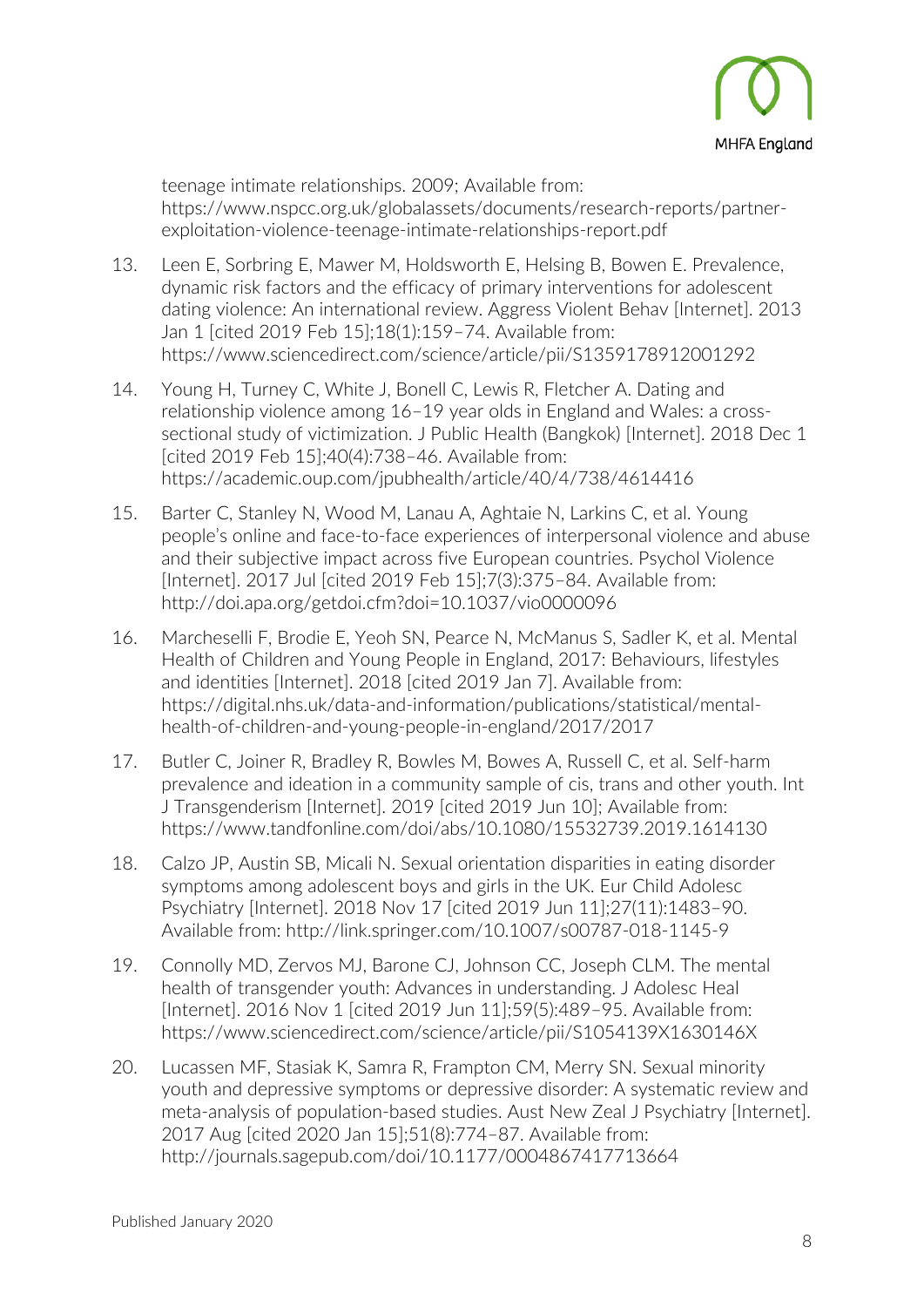teenage intimate relationships. 2009; Available from: https://www.nspcc.org.uk/globalassets/documents/research-reports/partner-exploitation-violence-teenage-intimate-relationships-report.pdf

13. Leen E, Sorbring E, Mawer M, Holdsworth E, Helsing B, Bowen E. Prevalence, dynamic risk factors and the efficacy of primary interventions for adolescent dating violence: An international review. Aggress Violent Behav [Internet]. 2013 Jan 1 [cited 2019 Feb 15];18(1):159–74. Available from: https://www.sciencedirect.com/science/article/pii/S1359178912001292

14. Young H, Turney C, White J, Bonell C, Lewis R, Fletcher A. Dating and relationship violence among 16–19 year olds in England and Wales: a cross-sectional study of victimization. J Public Health (Bangkok) [Internet]. 2018 Dec 1 [cited 2019 Feb 15];40(4):738–46. Available from: https://academic.oup.com/jpubhealth/article/40/4/738/4614416

15. Barter C, Stanley N, Wood M, Lanau A, Aghtaie N, Larkins C, et al. Young people's online and face-to-face experiences of interpersonal violence and abuse and their subjective impact across five European countries. Psychol Violence [Internet]. 2017 Jul [cited 2019 Feb 15];7(3):375–84. Available from: http://doi.apa.org/getdoi.cfm?doi=10.1037/vio0000096

16. Marcheselli F, Brodie E, Yeoh SN, Pearce N, McManus S, Sadler K, et al. Mental Health of Children and Young People in England, 2017: Behaviours, lifestyles and identities [Internet]. 2018 [cited 2019 Jan 7]. Available from: https://digital.nhs.uk/data-and-information/publications/statistical/mental-health-of-children-and-young-people-in-england/2017/2017

17. Butler C, Joiner R, Bradley R, Bowles M, Bowes A, Russell C, et al. Self-harm prevalence and ideation in a community sample of cis, trans and other youth. Int J Transgenderism [Internet]. 2019 [cited 2019 Jun 10]; Available from: https://www.tandfonline.com/doi/abs/10.1080/15532739.2019.1614130

18. Calzo JP, Austin SB, Micali N. Sexual orientation disparities in eating disorder symptoms among adolescent boys and girls in the UK. Eur Child Adolesc Psychiatry [Internet]. 2018 Nov 17 [cited 2019 Jun 11];27(11):1483–90. Available from: http://link.springer.com/10.1007/s00787-018-1145-9

19. Connolly MD, Zervos MJ, Barone CJ, Johnson CC, Joseph CLM. The mental health of transgender youth: Advances in understanding. J Adolesc Heal [Internet]. 2016 Nov 1 [cited 2019 Jun 11];59(5):489–95. Available from: https://www.sciencedirect.com/science/article/pii/S1054139X1630146X

20. Lucassen MF, Stasiak K, Samra R, Frampton CM, Merry SN. Sexual minority youth and depressive symptoms or depressive disorder: A systematic review and meta-analysis of population-based studies. Aust New Zeal J Psychiatry [Internet]. 2017 Aug [cited 2020 Jan 15];51(8):774–87. Available from: http://journals.sagepub.com/doi/10.1177/0004867417713664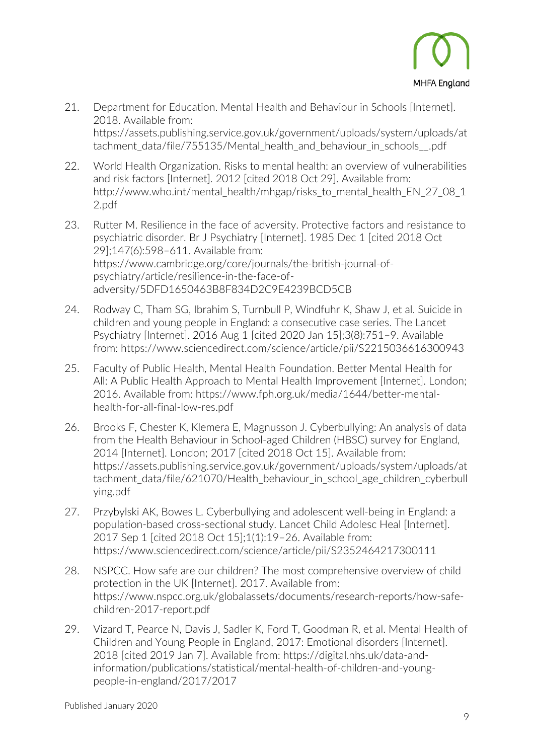21. Department for Education. Mental Health and Behaviour in Schools [Internet]. 2018. Available from: https://assets.publishing.service.gov.uk/government/uploads/system/uploads/attachment_data/file/755135/Mental_health_and_behaviour_in_schools__.pdf

22. World Health Organization. Risks to mental health: an overview of vulnerabilities and risk factors [Internet]. 2012 [cited 2018 Oct 29]. Available from: http://www.who.int/mental_health/mhgap/risks_to_mental_health_EN_27_08_12.pdf

23. Rutter M. Resilience in the face of adversity. Protective factors and resistance to psychiatric disorder. Br J Psychiatry [Internet]. 1985 Dec 1 [cited 2018 Oct 29];147(6):598–611. Available from: https://www.cambridge.org/core/journals/the-british-journal-of-psychiatry/article/resilience-in-the-face-of-adversity/5DFD1650463B8F834D2C9E4239BCD5CB

24. Rodway C, Tham SG, Ibrahim S, Turnbull P, Windfuhr K, Shaw J, et al. Suicide in children and young people in England: a consecutive case series. The Lancet Psychiatry [Internet]. 2016 Aug 1 [cited 2020 Jan 15];3(8):751–9. Available from: https://www.sciencedirect.com/science/article/pii/S2215036616300943

25. Faculty of Public Health, Mental Health Foundation. Better Mental Health for All: A Public Health Approach to Mental Health Improvement [Internet]. London; 2016. Available from: https://www.fph.org.uk/media/1644/better-mental-health-for-all-final-low-res.pdf

26. Brooks F, Chester K, Klemera E, Magnusson J. Cyberbullying: An analysis of data from the Health Behaviour in School-aged Children (HBSC) survey for England, 2014 [Internet]. London; 2017 [cited 2018 Oct 15]. Available from: https://assets.publishing.service.gov.uk/government/uploads/system/uploads/attachment_data/file/621070/Health_behaviour_in_school_age_children_cyberbullying.pdf

27. Przybylski AK, Bowes L. Cyberbullying and adolescent well-being in England: a population-based cross-sectional study. Lancet Child Adolesc Heal [Internet]. 2017 Sep 1 [cited 2018 Oct 15];1(1):19–26. Available from: https://www.sciencedirect.com/science/article/pii/S2352464217300111

28. NSPCC. How safe are our children? The most comprehensive overview of child protection in the UK [Internet]. 2017. Available from: https://www.nspcc.org.uk/globalassets/documents/research-reports/how-safe-children-2017-report.pdf

29. Vizard T, Pearce N, Davis J, Sadler K, Ford T, Goodman R, et al. Mental Health of Children and Young People in England, 2017: Emotional disorders [Internet]. 2018 [cited 2019 Jan 7]. Available from: https://digital.nhs.uk/data-and-information/publications/statistical/mental-health-of-children-and-young-people-in-england/2017/2017

Published January 2020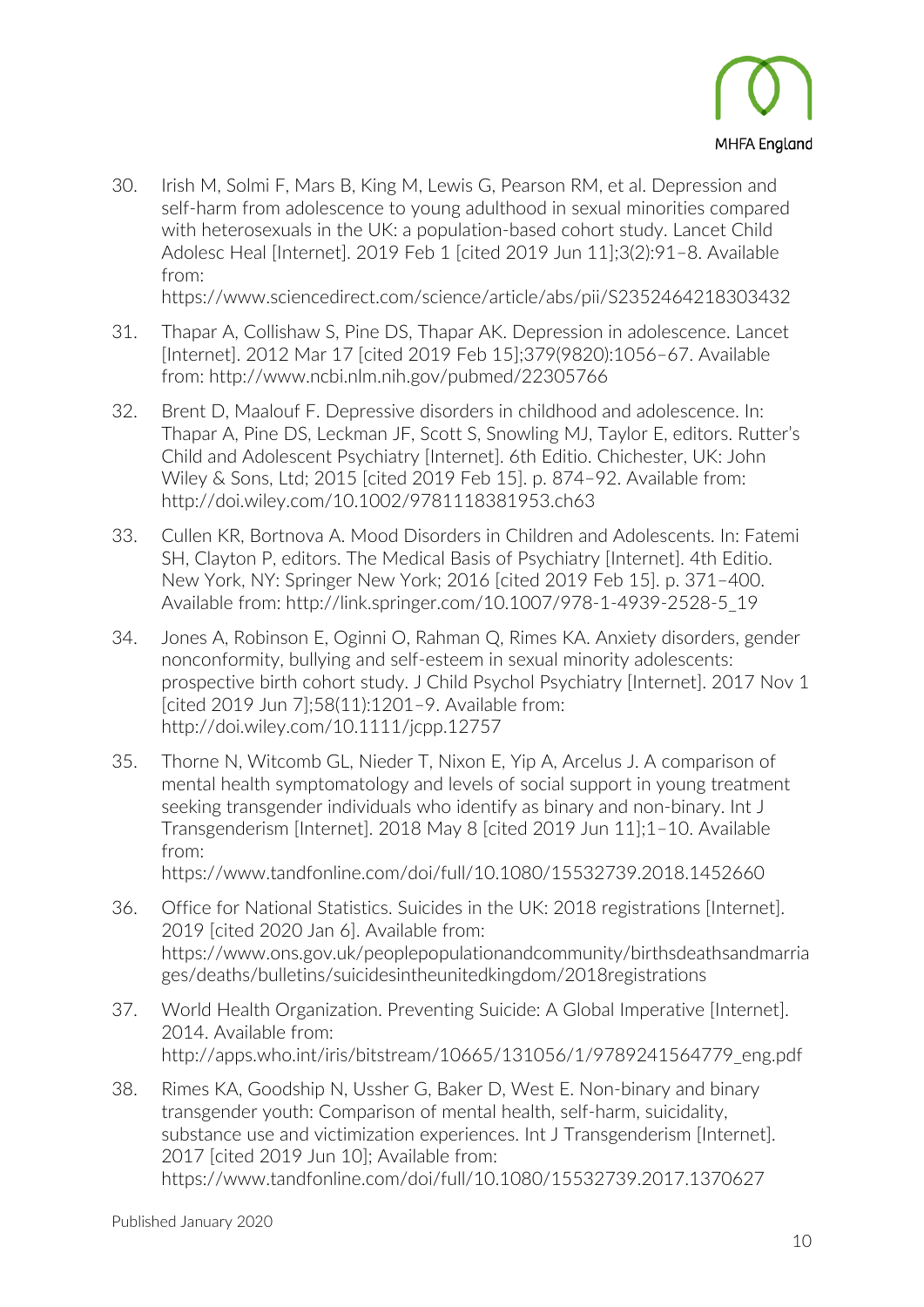30. Irish M, Solmi F, Mars B, King M, Lewis G, Pearson RM, et al. Depression and self-harm from adolescence to young adulthood in sexual minorities compared with heterosexuals in the UK: a population-based cohort study. Lancet Child Adolesc Heal [Internet]. 2019 Feb 1 [cited 2019 Jun 11];3(2):91–8. Available from: https://www.sciencedirect.com/science/article/abs/pii/S2352464218303432

31. Thapar A, Collishaw S, Pine DS, Thapar AK. Depression in adolescence. Lancet [Internet]. 2012 Mar 17 [cited 2019 Feb 15];379(9820):1056–67. Available from: http://www.ncbi.nlm.nih.gov/pubmed/22305766

32. Brent D, Maalouf F. Depressive disorders in childhood and adolescence. In: Thapar A, Pine DS, Leckman JF, Scott S, Snowling MJ, Taylor E, editors. Rutter's Child and Adolescent Psychiatry [Internet]. 6th Editio. Chichester, UK: John Wiley & Sons, Ltd; 2015 [cited 2019 Feb 15]. p. 874–92. Available from: http://doi.wiley.com/10.1002/9781118381953.ch63

33. Cullen KR, Bortnova A. Mood Disorders in Children and Adolescents. In: Fatemi SH, Clayton P, editors. The Medical Basis of Psychiatry [Internet]. 4th Editio. New York, NY: Springer New York; 2016 [cited 2019 Feb 15]. p. 371–400. Available from: http://link.springer.com/10.1007/978-1-4939-2528-5_19

34. Jones A, Robinson E, Oginni O, Rahman Q, Rimes KA. Anxiety disorders, gender nonconformity, bullying and self-esteem in sexual minority adolescents: prospective birth cohort study. J Child Psychol Psychiatry [Internet]. 2017 Nov 1 [cited 2019 Jun 7];58(11):1201–9. Available from: http://doi.wiley.com/10.1111/jcpp.12757

35. Thorne N, Witcomb GL, Nieder T, Nixon E, Yip A, Arcelus J. A comparison of mental health symptomatology and levels of social support in young treatment seeking transgender individuals who identify as binary and non-binary. Int J Transgenderism [Internet]. 2018 May 8 [cited 2019 Jun 11];1–10. Available from: https://www.tandfonline.com/doi/full/10.1080/15532739.2018.1452660

36. Office for National Statistics. Suicides in the UK: 2018 registrations [Internet]. 2019 [cited 2020 Jan 6]. Available from: https://www.ons.gov.uk/peoplepopulationandcommunity/birthsdeathsandmarriages/deaths/bulletins/suicidesintheunitedkingdom/2018registrations

37. World Health Organization. Preventing Suicide: A Global Imperative [Internet]. 2014. Available from: http://apps.who.int/iris/bitstream/10665/131056/1/9789241564779_eng.pdf

38. Rimes KA, Goodship N, Ussher G, Baker D, West E. Non-binary and binary transgender youth: Comparison of mental health, self-harm, suicidality, substance use and victimization experiences. Int J Transgenderism [Internet]. 2017 [cited 2019 Jun 10]; Available from: https://www.tandfonline.com/doi/full/10.1080/15532739.2017.1370627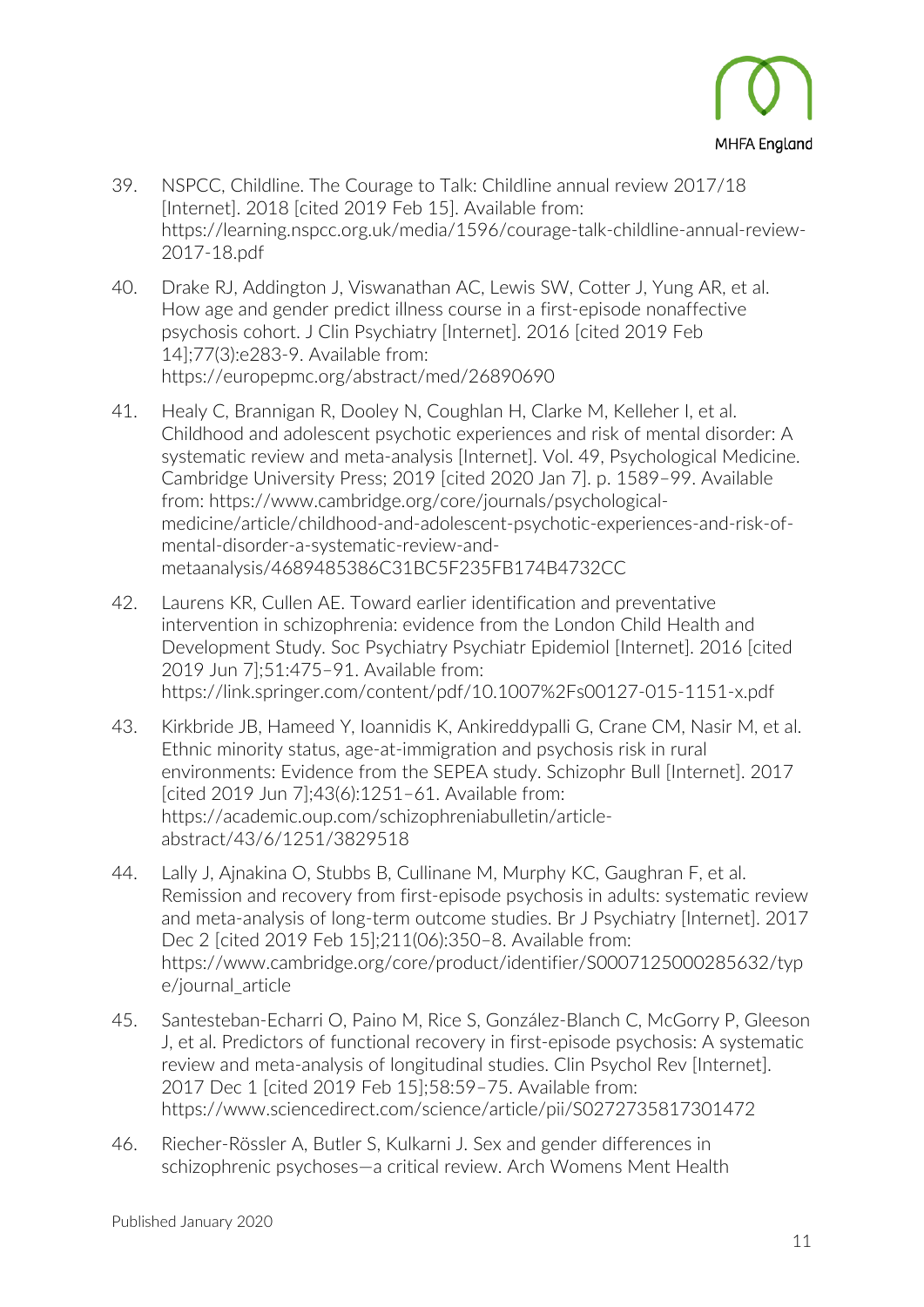39. NSPCC, Childline. The Courage to Talk: Childline annual review 2017/18 [Internet]. 2018 [cited 2019 Feb 15]. Available from: https://learning.nspcc.org.uk/media/1596/courage-talk-childline-annual-review-2017-18.pdf

40. Drake RJ, Addington J, Viswanathan AC, Lewis SW, Cotter J, Yung AR, et al. How age and gender predict illness course in a first-episode nonaffective psychosis cohort. J Clin Psychiatry [Internet]. 2016 [cited 2019 Feb 14];77(3):e283-9. Available from: https://europepmc.org/abstract/med/26890690

41. Healy C, Brannigan R, Dooley N, Coughlan H, Clarke M, Kelleher I, et al. Childhood and adolescent psychotic experiences and risk of mental disorder: A systematic review and meta-analysis [Internet]. Vol. 49, Psychological Medicine. Cambridge University Press; 2019 [cited 2020 Jan 7]. p. 1589–99. Available from: https://www.cambridge.org/core/journals/psychological-medicine/article/childhood-and-adolescent-psychotic-experiences-and-risk-of-mental-disorder-a-systematic-review-and-metaanalysis/4689485386C31BC5F235FB174B4732CC

42. Laurens KR, Cullen AE. Toward earlier identification and preventative intervention in schizophrenia: evidence from the London Child Health and Development Study. Soc Psychiatry Psychiatr Epidemiol [Internet]. 2016 [cited 2019 Jun 7];51:475–91. Available from: https://link.springer.com/content/pdf/10.1007%2Fs00127-015-1151-x.pdf

43. Kirkbride JB, Hameed Y, Ioannidis K, Ankireddypalli G, Crane CM, Nasir M, et al. Ethnic minority status, age-at-immigration and psychosis risk in rural environments: Evidence from the SEPEA study. Schizophr Bull [Internet]. 2017 [cited 2019 Jun 7];43(6):1251–61. Available from: https://academic.oup.com/schizophreniabulletin/article-abstract/43/6/1251/3829518

44. Lally J, Ajnakina O, Stubbs B, Cullinane M, Murphy KC, Gaughran F, et al. Remission and recovery from first-episode psychosis in adults: systematic review and meta-analysis of long-term outcome studies. Br J Psychiatry [Internet]. 2017 Dec 2 [cited 2019 Feb 15];211(06):350–8. Available from: https://www.cambridge.org/core/product/identifier/S0007125000285632/type/journal_article

45. Santesteban-Echarri O, Paino M, Rice S, González-Blanch C, McGorry P, Gleeson J, et al. Predictors of functional recovery in first-episode psychosis: A systematic review and meta-analysis of longitudinal studies. Clin Psychol Rev [Internet]. 2017 Dec 1 [cited 2019 Feb 15];58:59–75. Available from: https://www.sciencedirect.com/science/article/pii/S0272735817301472

46. Riecher-Rössler A, Butler S, Kulkarni J. Sex and gender differences in schizophrenic psychoses—a critical review. Arch Womens Ment Health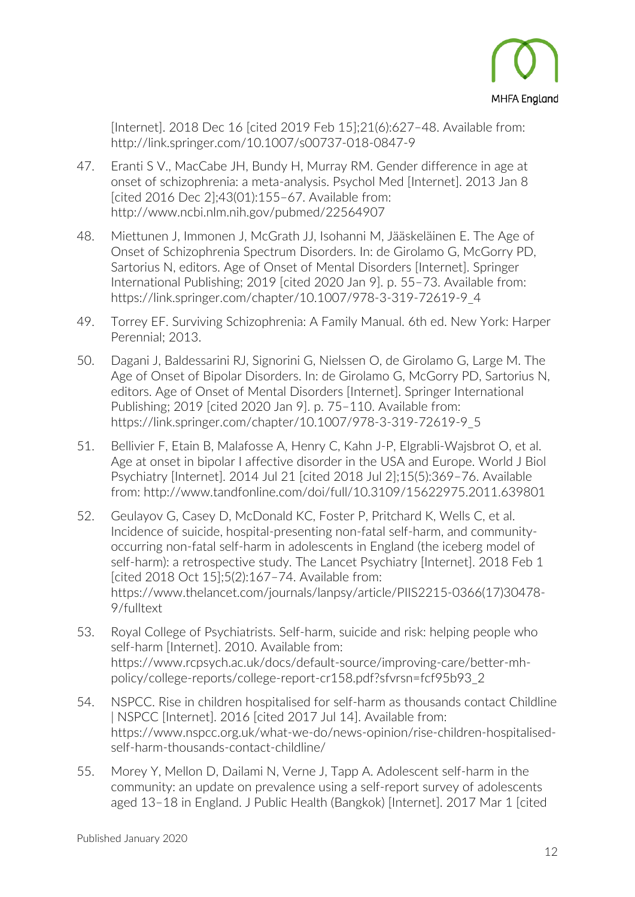[Internet]. 2018 Dec 16 [cited 2019 Feb 15];21(6):627–48. Available from: http://link.springer.com/10.1007/s00737-018-0847-9

47. Eranti S V., MacCabe JH, Bundy H, Murray RM. Gender difference in age at onset of schizophrenia: a meta-analysis. Psychol Med [Internet]. 2013 Jan 8 [cited 2016 Dec 2];43(01):155–67. Available from: http://www.ncbi.nlm.nih.gov/pubmed/22564907

48. Miettunen J, Immonen J, McGrath JJ, Isohanni M, Jääskeläinen E. The Age of Onset of Schizophrenia Spectrum Disorders. In: de Girolamo G, McGorry PD, Sartorius N, editors. Age of Onset of Mental Disorders [Internet]. Springer International Publishing; 2019 [cited 2020 Jan 9]. p. 55–73. Available from: https://link.springer.com/chapter/10.1007/978-3-319-72619-9_4

49. Torrey EF. Surviving Schizophrenia: A Family Manual. 6th ed. New York: Harper Perennial; 2013.

50. Dagani J, Baldessarini RJ, Signorini G, Nielssen O, de Girolamo G, Large M. The Age of Onset of Bipolar Disorders. In: de Girolamo G, McGorry PD, Sartorius N, editors. Age of Onset of Mental Disorders [Internet]. Springer International Publishing; 2019 [cited 2020 Jan 9]. p. 75–110. Available from: https://link.springer.com/chapter/10.1007/978-3-319-72619-9_5

51. Bellivier F, Etain B, Malafosse A, Henry C, Kahn J-P, Elgrabli-Wajsbrot O, et al. Age at onset in bipolar I affective disorder in the USA and Europe. World J Biol Psychiatry [Internet]. 2014 Jul 21 [cited 2018 Jul 2];15(5):369–76. Available from: http://www.tandfonline.com/doi/full/10.3109/15622975.2011.639801

52. Geulayov G, Casey D, McDonald KC, Foster P, Pritchard K, Wells C, et al. Incidence of suicide, hospital-presenting non-fatal self-harm, and community-occurring non-fatal self-harm in adolescents in England (the iceberg model of self-harm): a retrospective study. The Lancet Psychiatry [Internet]. 2018 Feb 1 [cited 2018 Oct 15];5(2):167–74. Available from: https://www.thelancet.com/journals/lanpsy/article/PIIS2215-0366(17)30478-9/fulltext

53. Royal College of Psychiatrists. Self-harm, suicide and risk: helping people who self-harm [Internet]. 2010. Available from: https://www.rcpsych.ac.uk/docs/default-source/improving-care/better-mh-policy/college-reports/college-report-cr158.pdf?sfvrsn=fcf95b93_2

54. NSPCC. Rise in children hospitalised for self-harm as thousands contact Childline | NSPCC [Internet]. 2016 [cited 2017 Jul 14]. Available from: https://www.nspcc.org.uk/what-we-do/news-opinion/rise-children-hospitalised-self-harm-thousands-contact-childline/

55. Morey Y, Mellon D, Dailami N, Verne J, Tapp A. Adolescent self-harm in the community: an update on prevalence using a self-report survey of adolescents aged 13–18 in England. J Public Health (Bangkok) [Internet]. 2017 Mar 1 [cited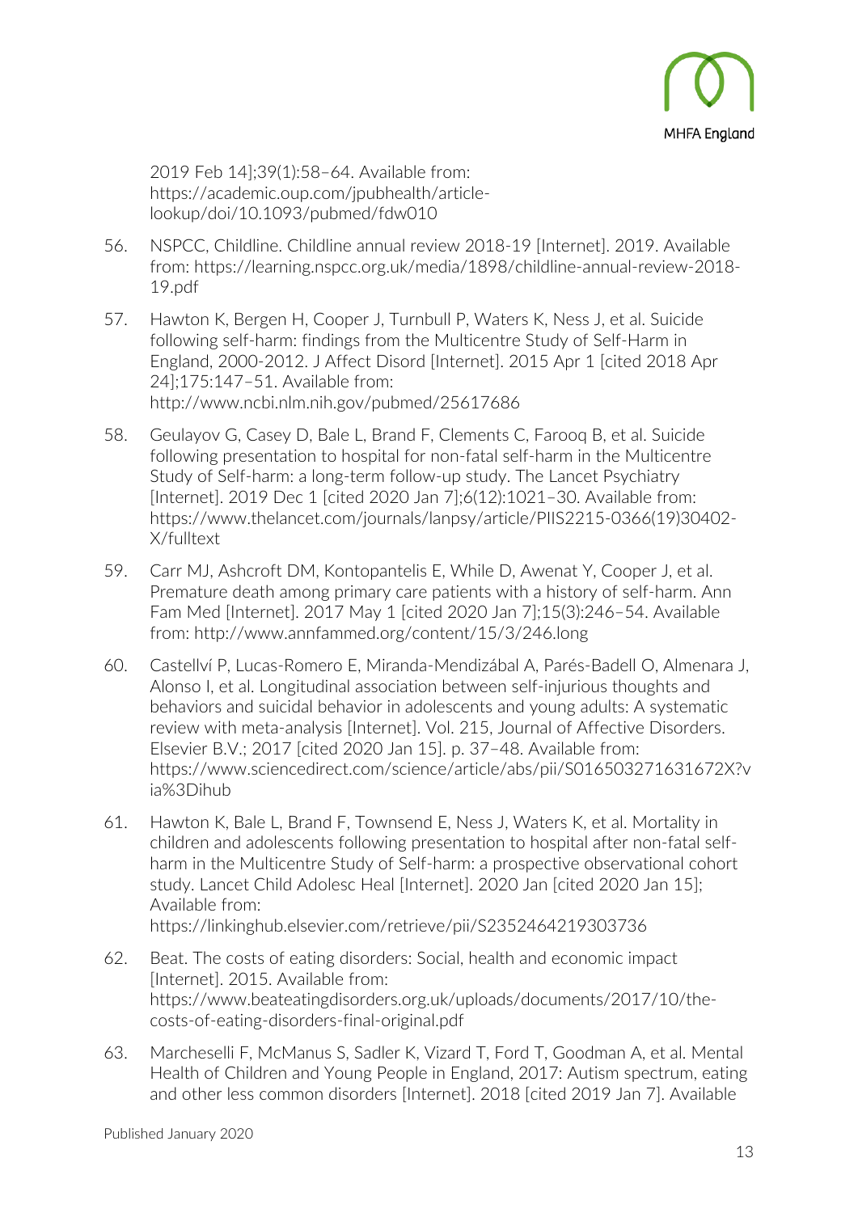2019 Feb 14];39(1):58–64. Available from: https://academic.oup.com/jpubhealth/article-lookup/doi/10.1093/pubmed/fdw010

56. NSPCC, Childline. Childline annual review 2018-19 [Internet]. 2019. Available from: https://learning.nspcc.org.uk/media/1898/childline-annual-review-2018-19.pdf

57. Hawton K, Bergen H, Cooper J, Turnbull P, Waters K, Ness J, et al. Suicide following self-harm: findings from the Multicentre Study of Self-Harm in England, 2000-2012. J Affect Disord [Internet]. 2015 Apr 1 [cited 2018 Apr 24];175:147–51. Available from: http://www.ncbi.nlm.nih.gov/pubmed/25617686

58. Geulayov G, Casey D, Bale L, Brand F, Clements C, Farooq B, et al. Suicide following presentation to hospital for non-fatal self-harm in the Multicentre Study of Self-harm: a long-term follow-up study. The Lancet Psychiatry [Internet]. 2019 Dec 1 [cited 2020 Jan 7];6(12):1021–30. Available from: https://www.thelancet.com/journals/lanpsy/article/PIIS2215-0366(19)30402-X/fulltext

59. Carr MJ, Ashcroft DM, Kontopantelis E, While D, Awenat Y, Cooper J, et al. Premature death among primary care patients with a history of self-harm. Ann Fam Med [Internet]. 2017 May 1 [cited 2020 Jan 7];15(3):246–54. Available from: http://www.annfammed.org/content/15/3/246.long

60. Castellví P, Lucas-Romero E, Miranda-Mendizábal A, Parés-Badell O, Almenara J, Alonso I, et al. Longitudinal association between self-injurious thoughts and behaviors and suicidal behavior in adolescents and young adults: A systematic review with meta-analysis [Internet]. Vol. 215, Journal of Affective Disorders. Elsevier B.V.; 2017 [cited 2020 Jan 15]. p. 37–48. Available from: https://www.sciencedirect.com/science/article/abs/pii/S016503271631672X?via%3Dihub

61. Hawton K, Bale L, Brand F, Townsend E, Ness J, Waters K, et al. Mortality in children and adolescents following presentation to hospital after non-fatal self-harm in the Multicentre Study of Self-harm: a prospective observational cohort study. Lancet Child Adolesc Heal [Internet]. 2020 Jan [cited 2020 Jan 15]; Available from: https://linkinghub.elsevier.com/retrieve/pii/S2352464219303736

62. Beat. The costs of eating disorders: Social, health and economic impact [Internet]. 2015. Available from: https://www.beateatingdisorders.org.uk/uploads/documents/2017/10/the-costs-of-eating-disorders-final-original.pdf

63. Marcheselli F, McManus S, Sadler K, Vizard T, Ford T, Goodman A, et al. Mental Health of Children and Young People in England, 2017: Autism spectrum, eating and other less common disorders [Internet]. 2018 [cited 2019 Jan 7]. Available

Published January 2020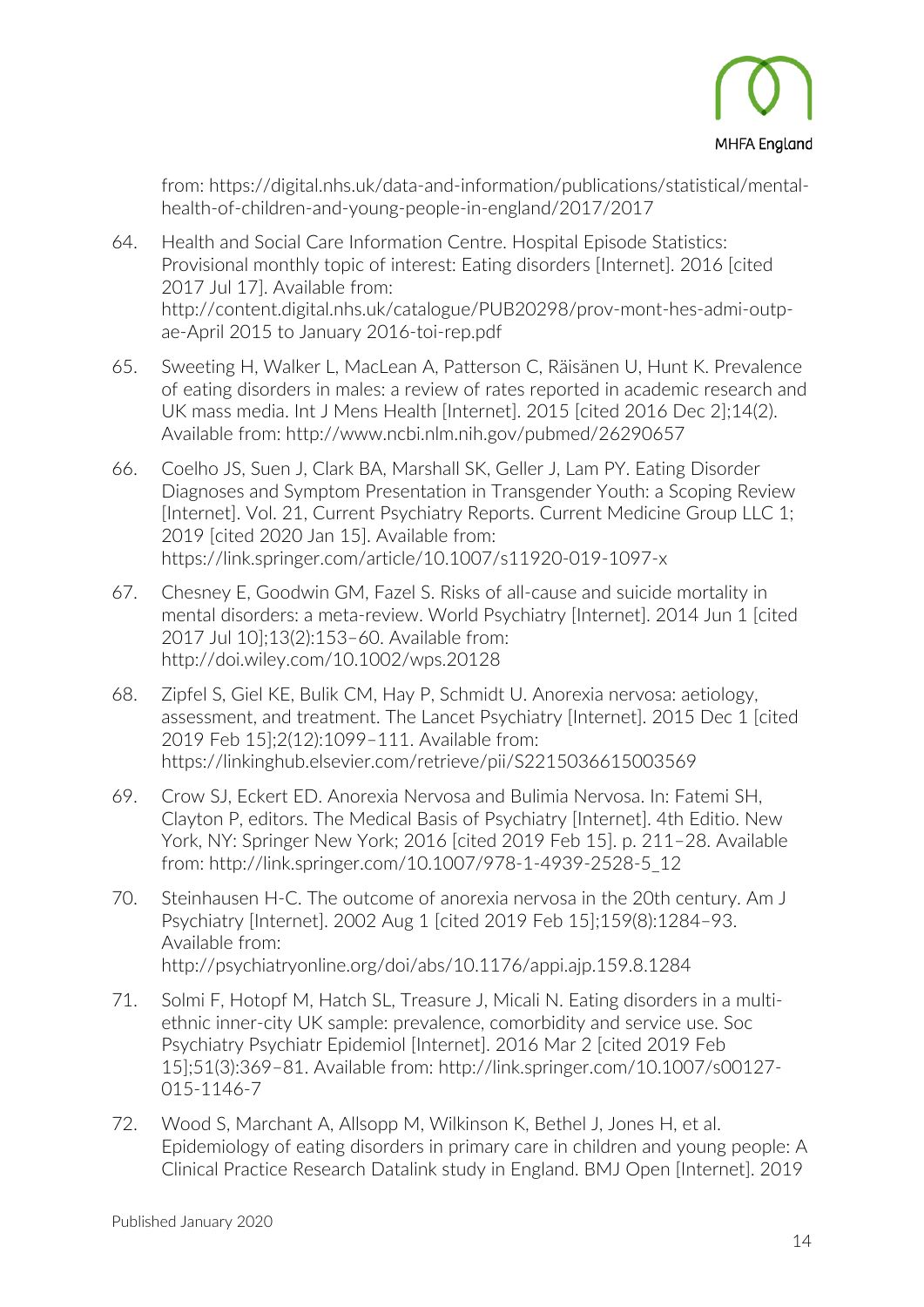from: https://digital.nhs.uk/data-and-information/publications/statistical/mental-health-of-children-and-young-people-in-england/2017/2017

64. Health and Social Care Information Centre. Hospital Episode Statistics: Provisional monthly topic of interest: Eating disorders [Internet]. 2016 [cited 2017 Jul 17]. Available from: http://content.digital.nhs.uk/catalogue/PUB20298/prov-mont-hes-admi-outp-ae-April 2015 to January 2016-toi-rep.pdf

65. Sweeting H, Walker L, MacLean A, Patterson C, Räisänen U, Hunt K. Prevalence of eating disorders in males: a review of rates reported in academic research and UK mass media. Int J Mens Health [Internet]. 2015 [cited 2016 Dec 2];14(2). Available from: http://www.ncbi.nlm.nih.gov/pubmed/26290657

66. Coelho JS, Suen J, Clark BA, Marshall SK, Geller J, Lam PY. Eating Disorder Diagnoses and Symptom Presentation in Transgender Youth: a Scoping Review [Internet]. Vol. 21, Current Psychiatry Reports. Current Medicine Group LLC 1; 2019 [cited 2020 Jan 15]. Available from: https://link.springer.com/article/10.1007/s11920-019-1097-x

67. Chesney E, Goodwin GM, Fazel S. Risks of all-cause and suicide mortality in mental disorders: a meta-review. World Psychiatry [Internet]. 2014 Jun 1 [cited 2017 Jul 10];13(2):153–60. Available from: http://doi.wiley.com/10.1002/wps.20128

68. Zipfel S, Giel KE, Bulik CM, Hay P, Schmidt U. Anorexia nervosa: aetiology, assessment, and treatment. The Lancet Psychiatry [Internet]. 2015 Dec 1 [cited 2019 Feb 15];2(12):1099–111. Available from: https://linkinghub.elsevier.com/retrieve/pii/S2215036615003569

69. Crow SJ, Eckert ED. Anorexia Nervosa and Bulimia Nervosa. In: Fatemi SH, Clayton P, editors. The Medical Basis of Psychiatry [Internet]. 4th Editio. New York, NY: Springer New York; 2016 [cited 2019 Feb 15]. p. 211–28. Available from: http://link.springer.com/10.1007/978-1-4939-2528-5_12

70. Steinhausen H-C. The outcome of anorexia nervosa in the 20th century. Am J Psychiatry [Internet]. 2002 Aug 1 [cited 2019 Feb 15];159(8):1284–93. Available from: http://psychiatryonline.org/doi/abs/10.1176/appi.ajp.159.8.1284

71. Solmi F, Hotopf M, Hatch SL, Treasure J, Micali N. Eating disorders in a multi-ethnic inner-city UK sample: prevalence, comorbidity and service use. Soc Psychiatry Psychiatr Epidemiol [Internet]. 2016 Mar 2 [cited 2019 Feb 15];51(3):369–81. Available from: http://link.springer.com/10.1007/s00127-015-1146-7

72. Wood S, Marchant A, Allsopp M, Wilkinson K, Bethel J, Jones H, et al. Epidemiology of eating disorders in primary care in children and young people: A Clinical Practice Research Datalink study in England. BMJ Open [Internet]. 2019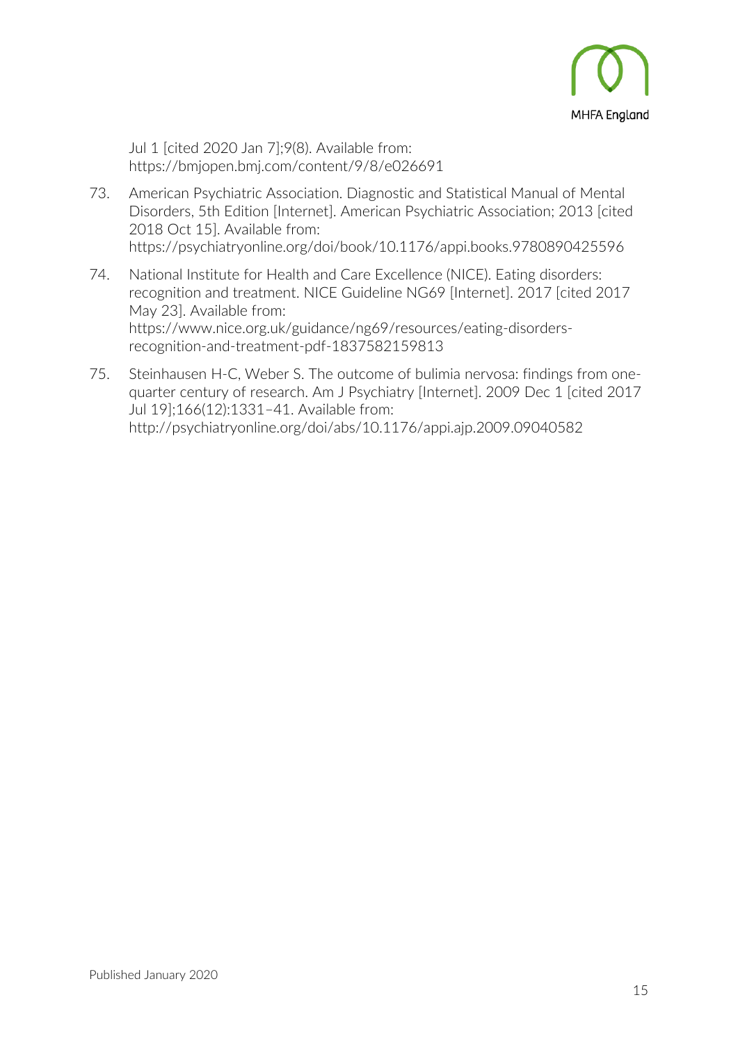Jul 1 [cited 2020 Jan 7];9(8). Available from: https://bmjopen.bmj.com/content/9/8/e026691

73. American Psychiatric Association. Diagnostic and Statistical Manual of Mental Disorders, 5th Edition [Internet]. American Psychiatric Association; 2013 [cited 2018 Oct 15]. Available from: https://psychiatryonline.org/doi/book/10.1176/appi.books.9780890425596

74. National Institute for Health and Care Excellence (NICE). Eating disorders: recognition and treatment. NICE Guideline NG69 [Internet]. 2017 [cited 2017 May 23]. Available from: https://www.nice.org.uk/guidance/ng69/resources/eating-disorders-recognition-and-treatment-pdf-1837582159813

75. Steinhausen H-C, Weber S. The outcome of bulimia nervosa: findings from one-quarter century of research. Am J Psychiatry [Internet]. 2009 Dec 1 [cited 2017 Jul 19];166(12):1331–41. Available from: http://psychiatryonline.org/doi/abs/10.1176/appi.ajp.2009.09040582

Published January 2020